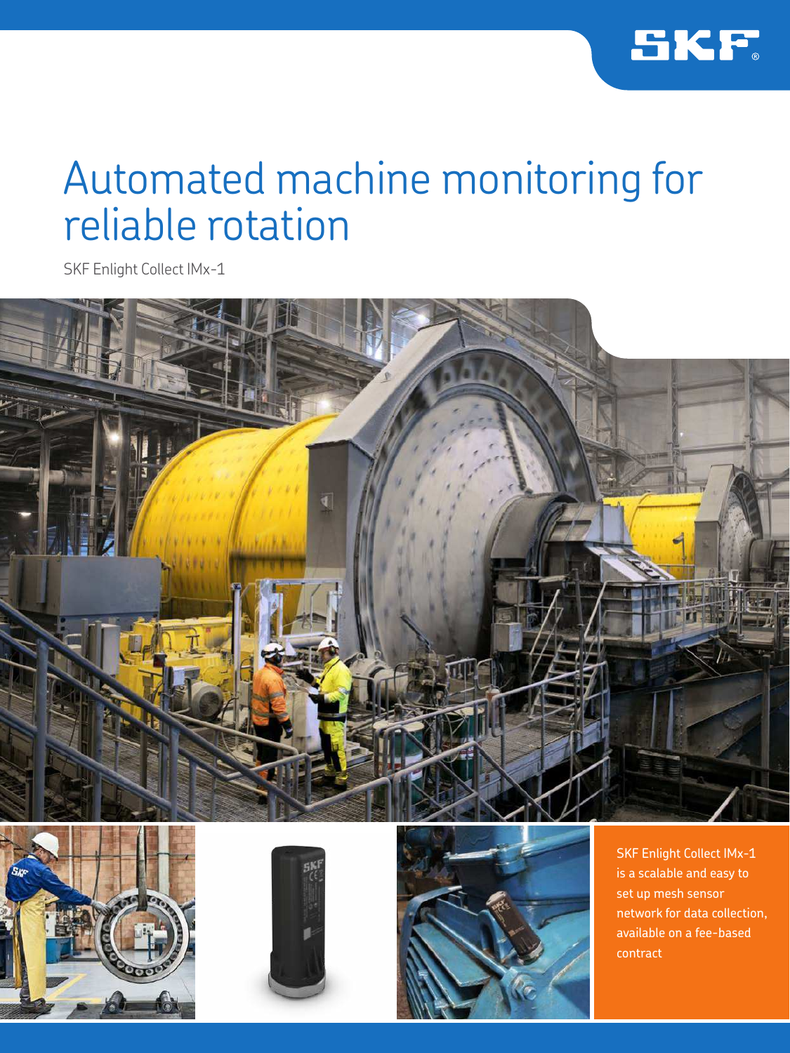# Automated machine monitoring for reliable rotation

SKF Enlight Collect IMx-1

SKF Enlight Collect IMx-1 is a scalable and easy to set up mesh sensor network for data collection, available on a fee-based contract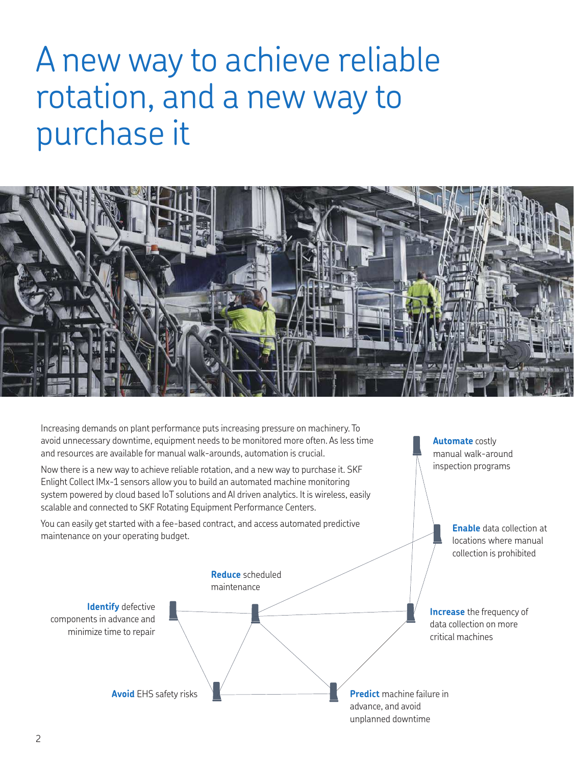# A new way to achieve reliable rotation, and a new way to purchase it

Increasing demands on plant performance puts increasing pressure on machinery. To avoid unnecessary downtime, equipment needs to be monitored more often. As less time and resources are available for manual walk-arounds, automation is crucial.

Now there is a new way to achieve reliable rotation, and a new way to purchase it. SKF Enlight Collect IMx-1 sensors allow you to build an automated machine monitoring system powered by cloud based IoT solutions and AI driven analytics. It is wireless, easily scalable and connected to SKF Rotating Equipment Performance Centers.

You can easily get started with a fee-based contract, and access automated predictive maintenance on your operating budget.

- **Automate** costly manual walk-around inspection programs
- **Enable** data collection at locations where manual collection is prohibited
- **Reduce** scheduled maintenance
- **Identify** defective components in advance and minimize time to repair
- **Increase** the frequency of data collection on more critical machines
- **Avoid** EHS safety risks
- **Predict** machine failure in advance, and avoid unplanned downtime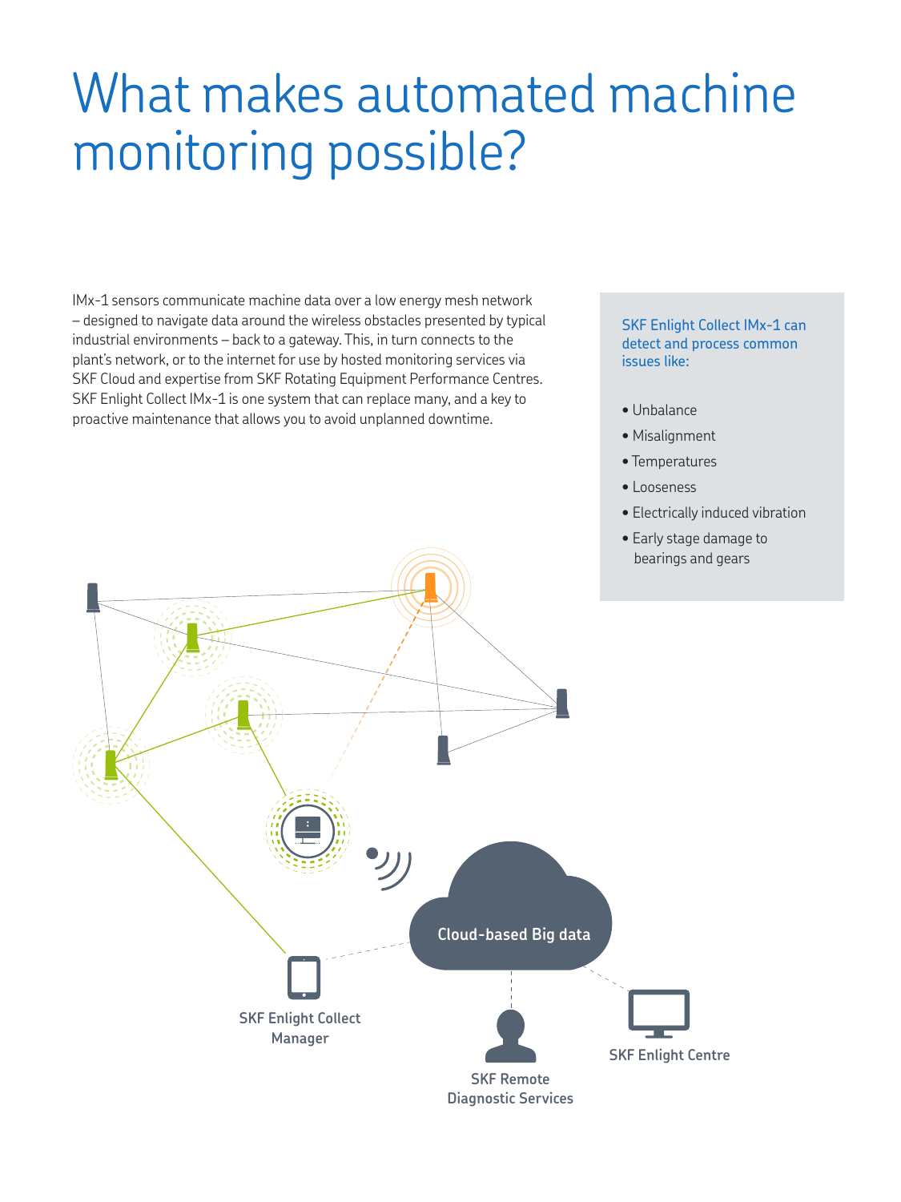# What makes automated machine monitoring possible?

IMx-1 sensors communicate machine data over a low energy mesh network – designed to navigate data around the wireless obstacles presented by typical industrial environments – back to a gateway. This, in turn connects to the plant's network, or to the internet for use by hosted monitoring services via SKF Cloud and expertise from SKF Rotating Equipment Performance Centres. SKF Enlight Collect IMx-1 is one system that can replace many, and a key to proactive maintenance that allows you to avoid unplanned downtime.

SKF Enlight Collect IMx-1 can detect and process common issues like:

- Unbalance
- Misalignment
- Temperatures
- Looseness
- Electrically induced vibration
- Early stage damage to bearings and gears

Cloud-based Big data

SKF Enlight Collect Manager

SKF Remote Diagnostic Services

SKF Enlight Centre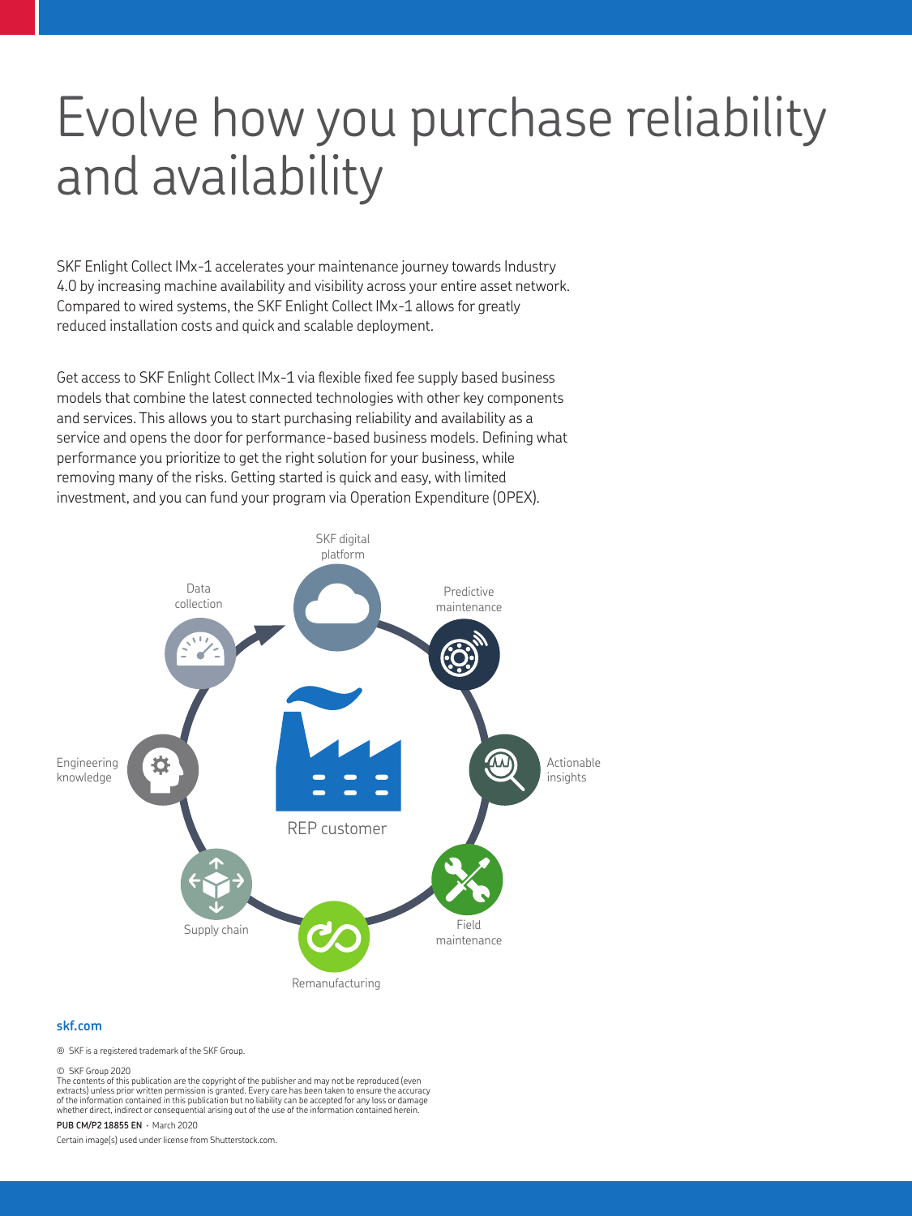# Evolve how you purchase reliability and availability

SKF Enlight Collect IMx-1 accelerates your maintenance journey towards Industry 4.0 by increasing machine availability and visibility across your entire asset network. Compared to wired systems, the SKF Enlight Collect IMx-1 allows for greatly reduced installation costs and quick and scalable deployment.

Get access to SKF Enlight Collect IMx-1 via flexible fixed fee supply based business models that combine the latest connected technologies with other key components and services. This allows you to start purchasing reliability and availability as a service and opens the door for performance-based business models. Defining what performance you prioritize to get the right solution for your business, while removing many of the risks. Getting started is quick and easy, with limited investment, and you can fund your program via Operation Expenditure (OPEX).

SKF digital platform

Predictive maintenance

Actionable insights

Field maintenance

Remanufacturing

Supply chain

Engineering knowledge

Data collection

REP customer

**skf.com**

® SKF is a registered trademark of the SKF Group.

© SKF Group 2020
The contents of this publication are the copyright of the publisher and may not be reproduced (even extracts) unless prior written permission is granted. Every care has been taken to ensure the accuracy of the information contained in this publication but no liability can be accepted for any loss or damage whether direct, indirect or consequential arising out of the use of the information contained herein.

**PUB CM/P2 18855 EN** · March 2020

Certain image(s) used under license from Shutterstock.com.